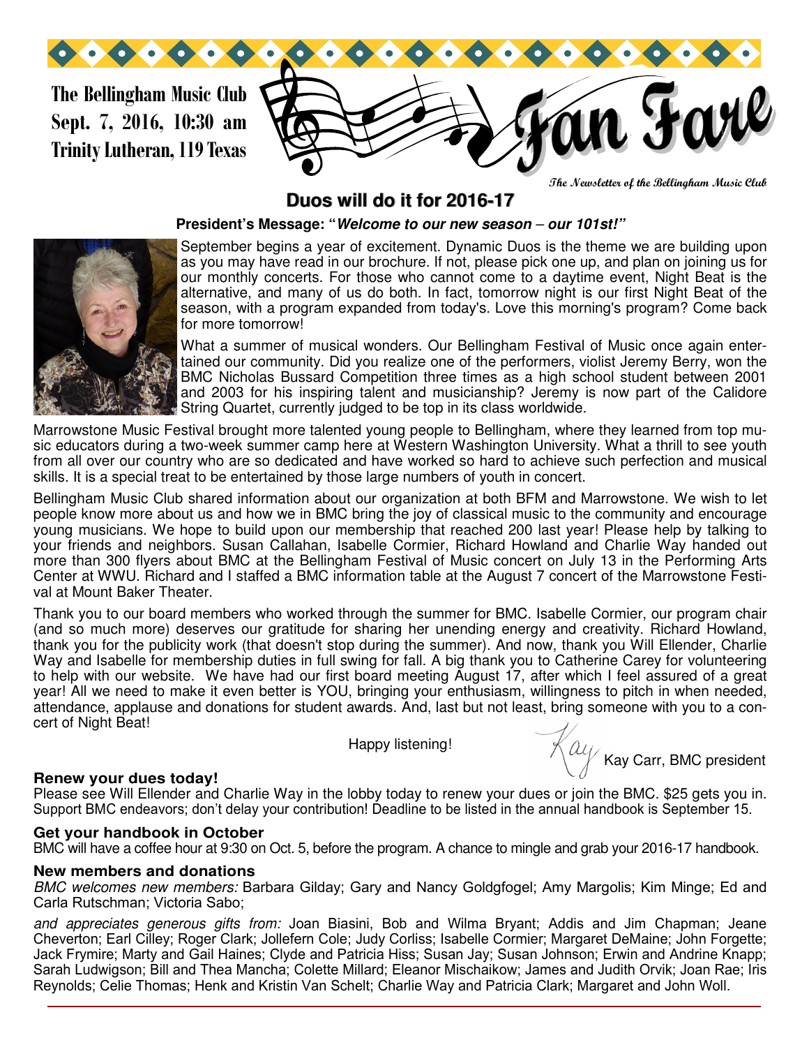The Bellingham Music Club
Sept. 7, 2016, 10:30 am
Trinity Lutheran, 119 Texas

# Fan Fare

The Newsletter of the Bellingham Music Club

## Duos will do it for 2016-17

**President's Message: "*Welcome to our new season – our 101st!*"**

September begins a year of excitement. Dynamic Duos is the theme we are building upon as you may have read in our brochure. If not, please pick one up, and plan on joining us for our monthly concerts. For those who cannot come to a daytime event, Night Beat is the alternative, and many of us do both. In fact, tomorrow night is our first Night Beat of the season, with a program expanded from today's. Love this morning's program? Come back for more tomorrow!

What a summer of musical wonders. Our Bellingham Festival of Music once again entertained our community. Did you realize one of the performers, violist Jeremy Berry, won the BMC Nicholas Bussard Competition three times as a high school student between 2001 and 2003 for his inspiring talent and musicianship? Jeremy is now part of the Calidore String Quartet, currently judged to be top in its class worldwide.

Marrowstone Music Festival brought more talented young people to Bellingham, where they learned from top music educators during a two-week summer camp here at Western Washington University. What a thrill to see youth from all over our country who are so dedicated and have worked so hard to achieve such perfection and musical skills. It is a special treat to be entertained by those large numbers of youth in concert.

Bellingham Music Club shared information about our organization at both BFM and Marrowstone. We wish to let people know more about us and how we in BMC bring the joy of classical music to the community and encourage young musicians. We hope to build upon our membership that reached 200 last year! Please help by talking to your friends and neighbors. Susan Callahan, Isabelle Cormier, Richard Howland and Charlie Way handed out more than 300 flyers about BMC at the Bellingham Festival of Music concert on July 13 in the Performing Arts Center at WWU. Richard and I staffed a BMC information table at the August 7 concert of the Marrowstone Festival at Mount Baker Theater.

Thank you to our board members who worked through the summer for BMC. Isabelle Cormier, our program chair (and so much more) deserves our gratitude for sharing her unending energy and creativity. Richard Howland, thank you for the publicity work (that doesn't stop during the summer). And now, thank you Will Ellender, Charlie Way and Isabelle for membership duties in full swing for fall. A big thank you to Catherine Carey for volunteering to help with our website. We have had our first board meeting August 17, after which I feel assured of a great year! All we need to make it even better is YOU, bringing your enthusiasm, willingness to pitch in when needed, attendance, applause and donations for student awards. And, last but not least, bring someone with you to a concert of Night Beat!

Happy listening!

Kay

Kay Carr, BMC president

### Renew your dues today!

Please see Will Ellender and Charlie Way in the lobby today to renew your dues or join the BMC. $25 gets you in. Support BMC endeavors; don't delay your contribution! Deadline to be listed in the annual handbook is September 15.

### Get your handbook in October

BMC will have a coffee hour at 9:30 on Oct. 5, before the program. A chance to mingle and grab your 2016-17 handbook.

### New members and donations

*BMC welcomes new members:* Barbara Gilday; Gary and Nancy Goldgfogel; Amy Margolis; Kim Minge; Ed and Carla Rutschman; Victoria Sabo;

*and appreciates generous gifts from:* Joan Biasini, Bob and Wilma Bryant; Addis and Jim Chapman; Jeane Cheverton; Earl Cilley; Roger Clark; Jollefern Cole; Judy Corliss; Isabelle Cormier; Margaret DeMaine; John Forgette; Jack Frymire; Marty and Gail Haines; Clyde and Patricia Hiss; Susan Jay; Susan Johnson; Erwin and Andrine Knapp; Sarah Ludwigson; Bill and Thea Mancha; Colette Millard; Eleanor Mischaikow; James and Judith Orvik; Joan Rae; Iris Reynolds; Celie Thomas; Henk and Kristin Van Schelt; Charlie Way and Patricia Clark; Margaret and John Woll.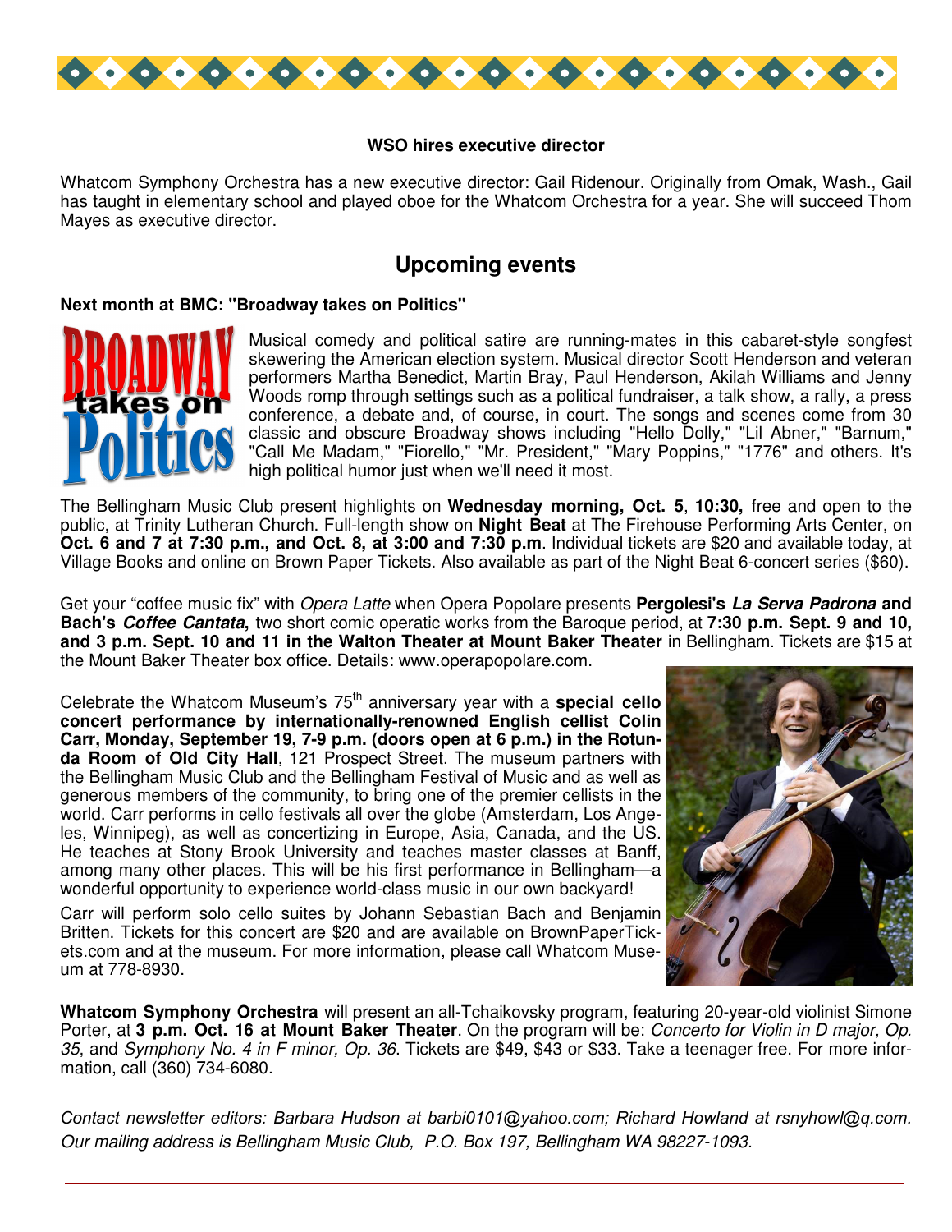**WSO hires executive director**

Whatcom Symphony Orchestra has a new executive director: Gail Ridenour. Originally from Omak, Wash., Gail has taught in elementary school and played oboe for the Whatcom Orchestra for a year. She will succeed Thom Mayes as executive director.

## Upcoming events

**Next month at BMC: "Broadway takes on Politics"**

Musical comedy and political satire are running-mates in this cabaret-style songfest skewering the American election system. Musical director Scott Henderson and veteran performers Martha Benedict, Martin Bray, Paul Henderson, Akilah Williams and Jenny Woods romp through settings such as a political fundraiser, a talk show, a rally, a press conference, a debate and, of course, in court. The songs and scenes come from 30 classic and obscure Broadway shows including "Hello Dolly," "Lil Abner," "Barnum," "Call Me Madam," "Fiorello," "Mr. President," "Mary Poppins," "1776" and others. It's high political humor just when we'll need it most.

The Bellingham Music Club present highlights on **Wednesday morning, Oct. 5**, **10:30,** free and open to the public, at Trinity Lutheran Church. Full-length show on **Night Beat** at The Firehouse Performing Arts Center, on **Oct. 6 and 7 at 7:30 p.m., and Oct. 8, at 3:00 and 7:30 p.m**. Individual tickets are $20 and available today, at Village Books and online on Brown Paper Tickets. Also available as part of the Night Beat 6-concert series ($60).

Get your "coffee music fix" with *Opera Latte* when Opera Popolare presents **Pergolesi's *La Serva Padrona* and Bach's *Coffee Cantata*,** two short comic operatic works from the Baroque period, at **7:30 p.m. Sept. 9 and 10, and 3 p.m. Sept. 10 and 11 in the Walton Theater at Mount Baker Theater** in Bellingham. Tickets are $15 at the Mount Baker Theater box office. Details: www.operapopolare.com.

Celebrate the Whatcom Museum's 75th anniversary year with a **special cello concert performance by internationally-renowned English cellist Colin Carr, Monday, September 19, 7-9 p.m. (doors open at 6 p.m.) in the Rotunda Room of Old City Hall**, 121 Prospect Street. The museum partners with the Bellingham Music Club and the Bellingham Festival of Music and as well as generous members of the community, to bring one of the premier cellists in the world. Carr performs in cello festivals all over the globe (Amsterdam, Los Angeles, Winnipeg), as well as concertizing in Europe, Asia, Canada, and the US. He teaches at Stony Brook University and teaches master classes at Banff, among many other places. This will be his first performance in Bellingham—a wonderful opportunity to experience world-class music in our own backyard!

Carr will perform solo cello suites by Johann Sebastian Bach and Benjamin Britten. Tickets for this concert are $20 and are available on BrownPaperTickets.com and at the museum. For more information, please call Whatcom Museum at 778-8930.

**Whatcom Symphony Orchestra** will present an all-Tchaikovsky program, featuring 20-year-old violinist Simone Porter, at **3 p.m. Oct. 16 at Mount Baker Theater**. On the program will be: *Concerto for Violin in D major, Op. 35*, and *Symphony No. 4 in F minor, Op. 36*. Tickets are $49, $43 or $33. Take a teenager free. For more information, call (360) 734-6080.

*Contact newsletter editors: Barbara Hudson at barbi0101@yahoo.com; Richard Howland at rsnyhowl@q.com. Our mailing address is Bellingham Music Club, P.O. Box 197, Bellingham WA 98227-1093.*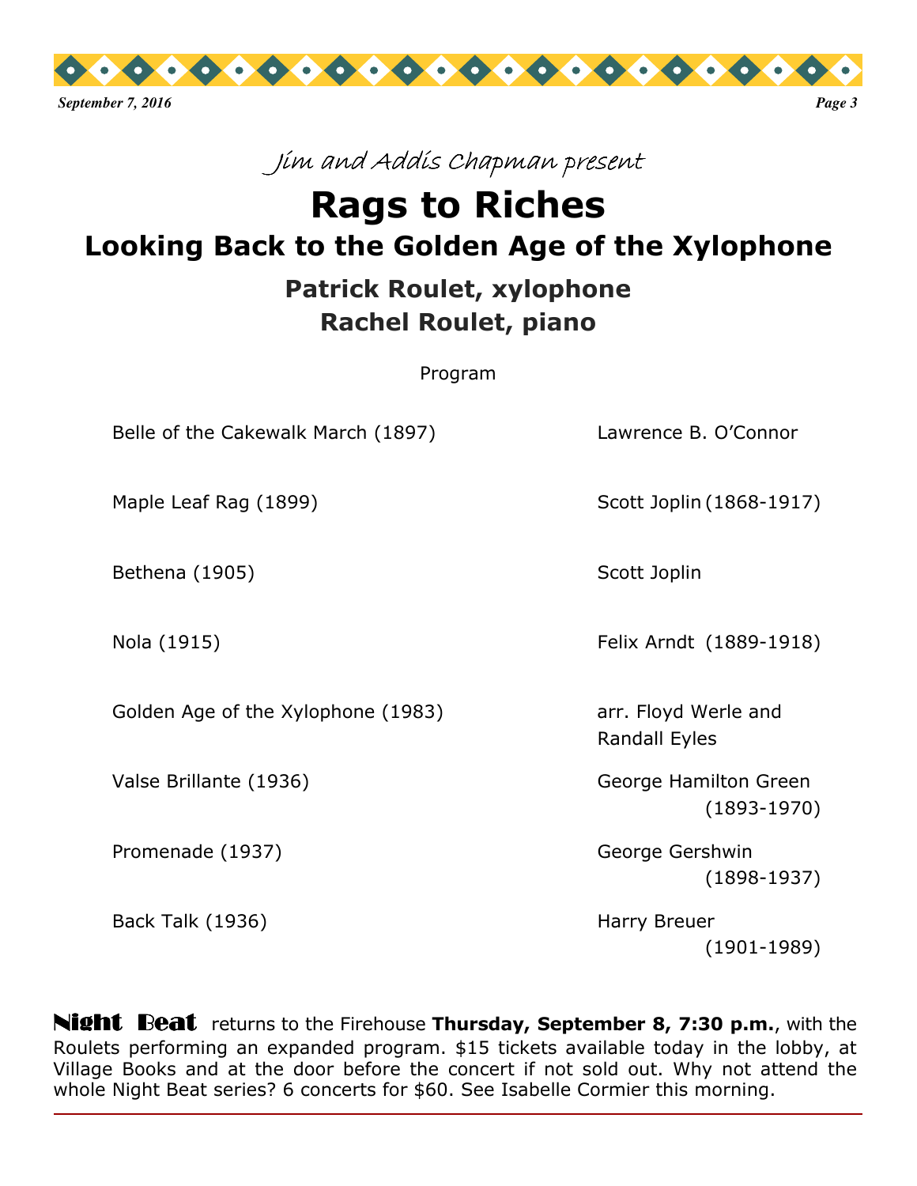*Jim and Addis Chapman present*

# Rags to Riches

## Looking Back to the Golden Age of the Xylophone

### Patrick Roulet, xylophone
### Rachel Roulet, piano

Program

| | |
|---|---|
| Belle of the Cakewalk March (1897) | Lawrence B. O'Connor |
| Maple Leaf Rag (1899) | Scott Joplin (1868-1917) |
| Bethena (1905) | Scott Joplin |
| Nola (1915) | Felix Arndt (1889-1918) |
| Golden Age of the Xylophone (1983) | arr. Floyd Werle and Randall Eyles |
| Valse Brillante (1936) | George Hamilton Green (1893-1970) |
| Promenade (1937) | George Gershwin (1898-1937) |
| Back Talk (1936) | Harry Breuer (1901-1989) |

**Night Beat** returns to the Firehouse **Thursday, September 8, 7:30 p.m.**, with the Roulets performing an expanded program. $15 tickets available today in the lobby, at Village Books and at the door before the concert if not sold out. Why not attend the whole Night Beat series? 6 concerts for $60. See Isabelle Cormier this morning.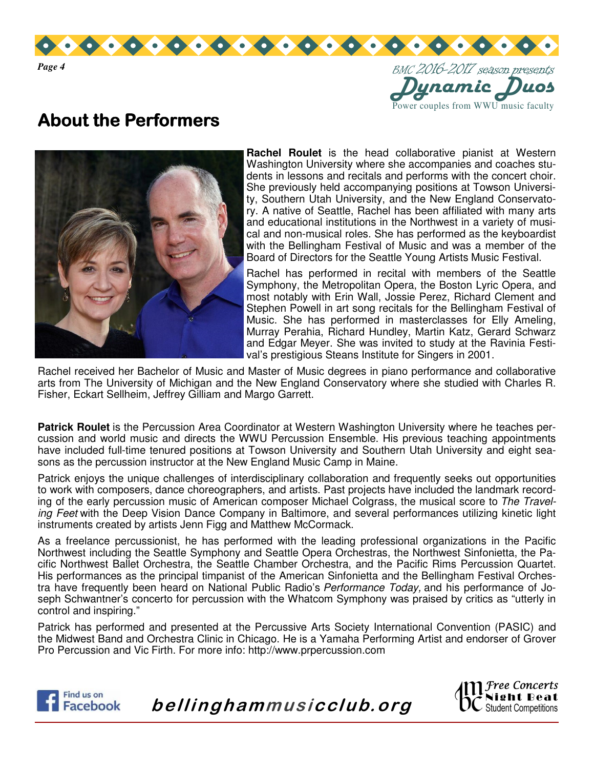## About the Performers

**Rachel Roulet** is the head collaborative pianist at Western Washington University where she accompanies and coaches students in lessons and recitals and performs with the concert choir. She previously held accompanying positions at Towson University, Southern Utah University, and the New England Conservatory. A native of Seattle, Rachel has been affiliated with many arts and educational institutions in the Northwest in a variety of musical and non-musical roles. She has performed as the keyboardist with the Bellingham Festival of Music and was a member of the Board of Directors for the Seattle Young Artists Music Festival.

Rachel has performed in recital with members of the Seattle Symphony, the Metropolitan Opera, the Boston Lyric Opera, and most notably with Erin Wall, Jossie Perez, Richard Clement and Stephen Powell in art song recitals for the Bellingham Festival of Music. She has performed in masterclasses for Elly Ameling, Murray Perahia, Richard Hundley, Martin Katz, Gerard Schwarz and Edgar Meyer. She was invited to study at the Ravinia Festival's prestigious Steans Institute for Singers in 2001.

Rachel received her Bachelor of Music and Master of Music degrees in piano performance and collaborative arts from The University of Michigan and the New England Conservatory where she studied with Charles R. Fisher, Eckart Sellheim, Jeffrey Gilliam and Margo Garrett.

**Patrick Roulet** is the Percussion Area Coordinator at Western Washington University where he teaches percussion and world music and directs the WWU Percussion Ensemble. His previous teaching appointments have included full-time tenured positions at Towson University and Southern Utah University and eight seasons as the percussion instructor at the New England Music Camp in Maine.

Patrick enjoys the unique challenges of interdisciplinary collaboration and frequently seeks out opportunities to work with composers, dance choreographers, and artists. Past projects have included the landmark recording of the early percussion music of American composer Michael Colgrass, the musical score to *The Traveling Feet* with the Deep Vision Dance Company in Baltimore, and several performances utilizing kinetic light instruments created by artists Jenn Figg and Matthew McCormack.

As a freelance percussionist, he has performed with the leading professional organizations in the Pacific Northwest including the Seattle Symphony and Seattle Opera Orchestras, the Northwest Sinfonietta, the Pacific Northwest Ballet Orchestra, the Seattle Chamber Orchestra, and the Pacific Rims Percussion Quartet. His performances as the principal timpanist of the American Sinfonietta and the Bellingham Festival Orchestra have frequently been heard on National Public Radio's *Performance Today,* and his performance of Joseph Schwantner's concerto for percussion with the Whatcom Symphony was praised by critics as "utterly in control and inspiring."

Patrick has performed and presented at the Percussive Arts Society International Convention (PASIC) and the Midwest Band and Orchestra Clinic in Chicago. He is a Yamaha Performing Artist and endorser of Grover Pro Percussion and Vic Firth. For more info: http://www.prpercussion.com